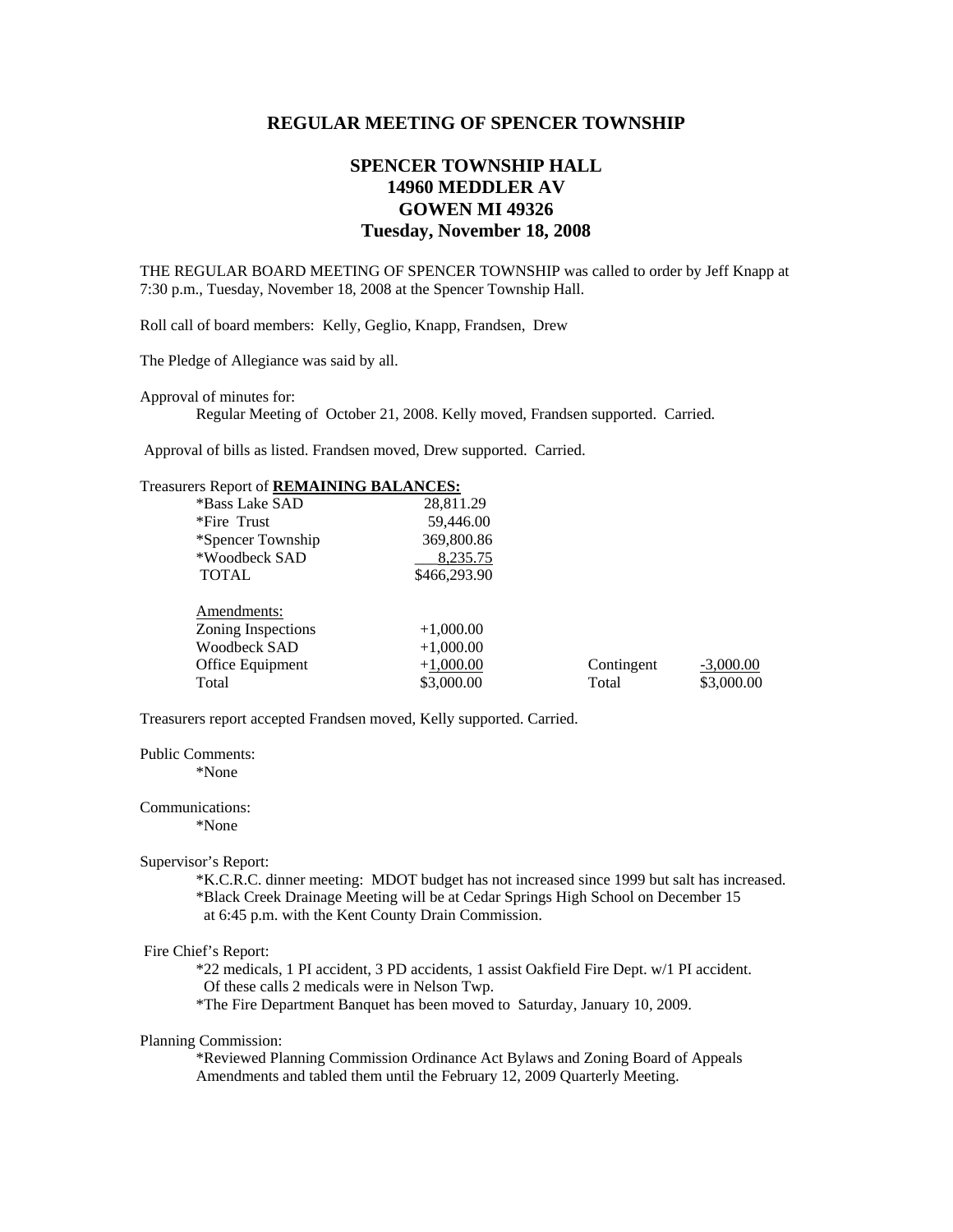## REGULAR MEETING OF SPENCER TOWNSHIP

### SPENCER TOWNSHIP HALL
### 14960 MEDDLER AV
### GOWEN MI 49326
### Tuesday, November 18, 2008

THE REGULAR BOARD MEETING OF SPENCER TOWNSHIP was called to order by Jeff Knapp at 7:30 p.m., Tuesday, November 18, 2008 at the Spencer Township Hall.

Roll call of board members: Kelly, Geglio, Knapp, Frandsen, Drew

The Pledge of Allegiance was said by all.

Approval of minutes for:

Regular Meeting of October 21, 2008. Kelly moved, Frandsen supported. Carried.

Approval of bills as listed. Frandsen moved, Drew supported. Carried.

Treasurers Report of **REMAINING BALANCES:**

| | | | |
|---|---|---|---|
| *Bass Lake SAD | 28,811.29 | | |
| *Fire Trust | 59,446.00 | | |
| *Spencer Township | 369,800.86 | | |
| *Woodbeck SAD | 8,235.75 | | |
| TOTAL | $466,293.90 | | |
| Amendments: | | | |
| Zoning Inspections | +1,000.00 | | |
| Woodbeck SAD | +1,000.00 | | |
| Office Equipment | +1,000.00 | Contingent | -3,000.00 |
| Total | $3,000.00 | Total | $3,000.00 |

Treasurers report accepted Frandsen moved, Kelly supported. Carried.

Public Comments:

*None

Communications:

*None

Supervisor's Report:

*K.C.R.C. dinner meeting: MDOT budget has not increased since 1999 but salt has increased.
*Black Creek Drainage Meeting will be at Cedar Springs High School on December 15 at 6:45 p.m. with the Kent County Drain Commission.

Fire Chief's Report:

*22 medicals, 1 PI accident, 3 PD accidents, 1 assist Oakfield Fire Dept. w/1 PI accident. Of these calls 2 medicals were in Nelson Twp.
*The Fire Department Banquet has been moved to Saturday, January 10, 2009.

Planning Commission:

*Reviewed Planning Commission Ordinance Act Bylaws and Zoning Board of Appeals Amendments and tabled them until the February 12, 2009 Quarterly Meeting.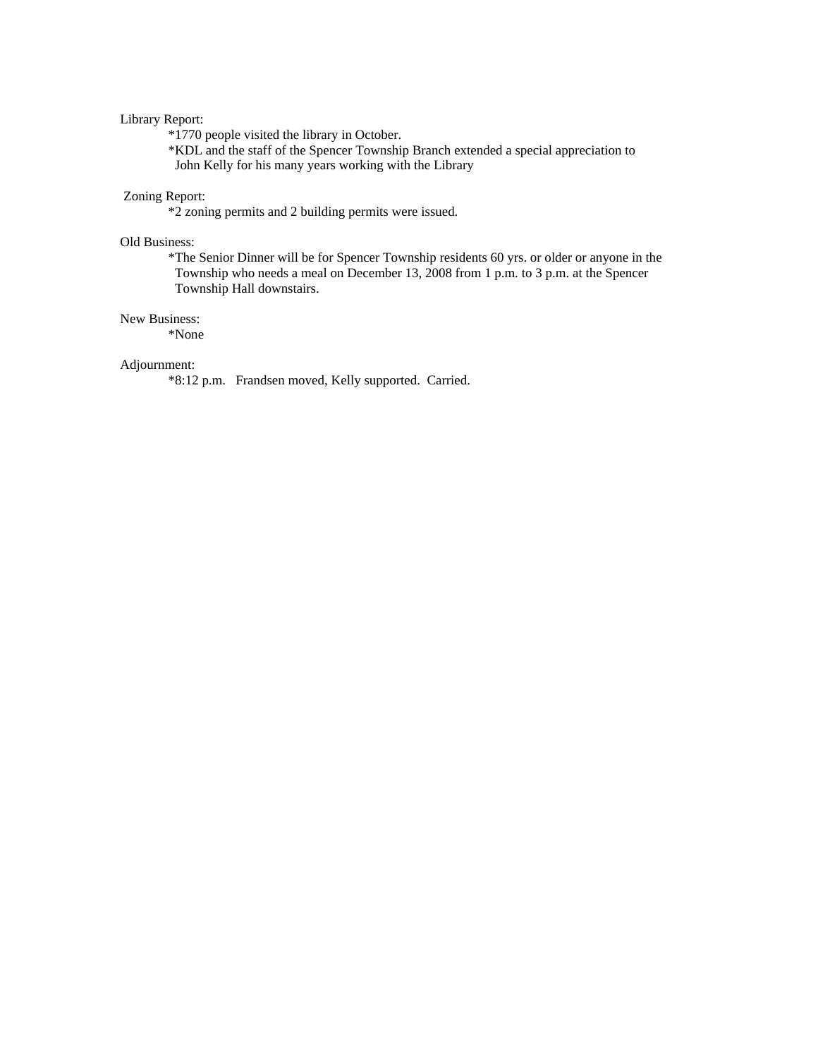Library Report:

*1770 people visited the library in October.
*KDL and the staff of the Spencer Township Branch extended a special appreciation to John Kelly for his many years working with the Library

Zoning Report:

*2 zoning permits and 2 building permits were issued.

Old Business:

*The Senior Dinner will be for Spencer Township residents 60 yrs. or older or anyone in the Township who needs a meal on December 13, 2008 from 1 p.m. to 3 p.m. at the Spencer Township Hall downstairs.

New Business:

*None

Adjournment:

*8:12 p.m. Frandsen moved, Kelly supported. Carried.